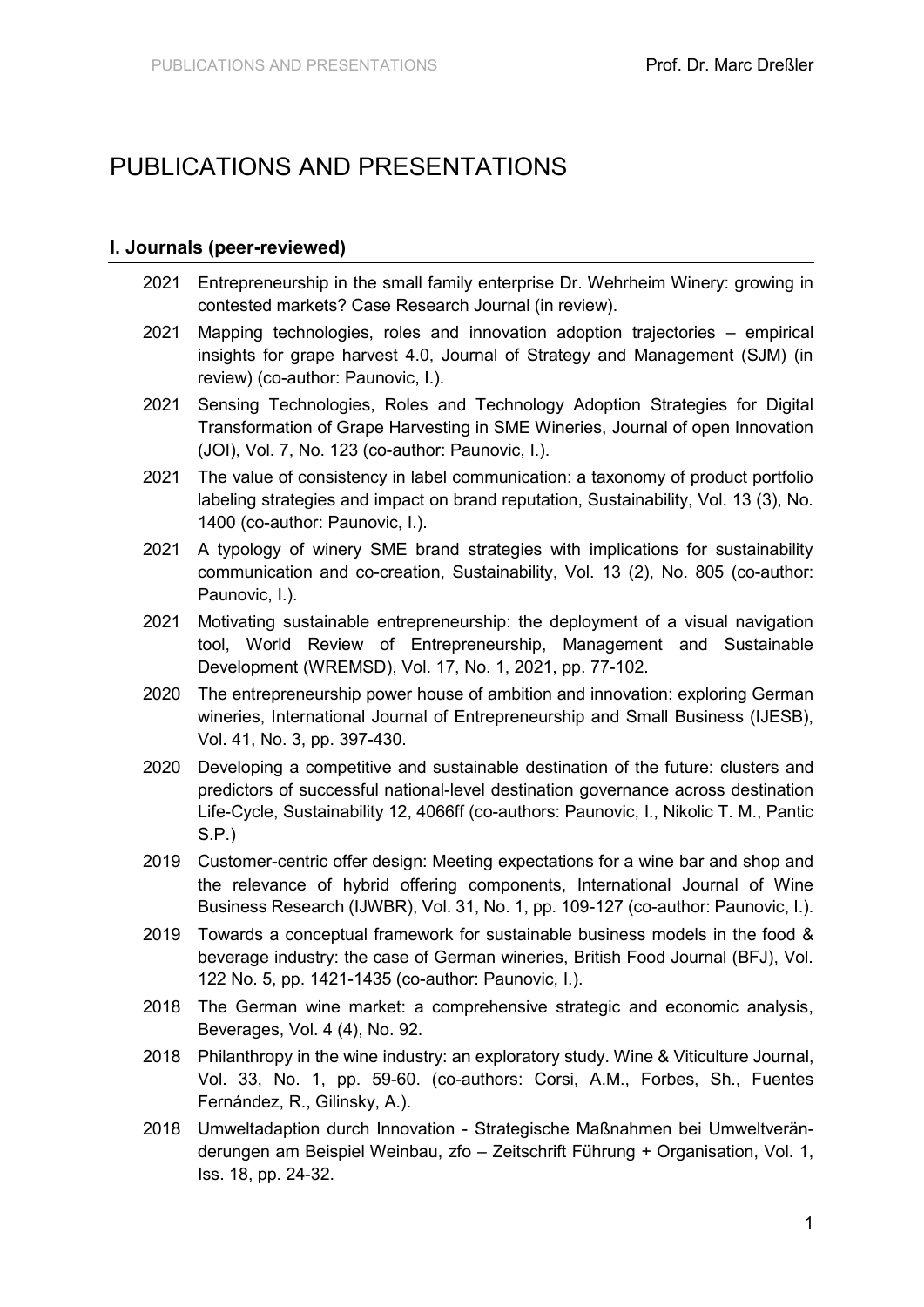# PUBLICATIONS AND PRESENTATIONS

## I. Journals (peer-reviewed)

- 2021 Entrepreneurship in the small family enterprise Dr. Wehrheim Winery: growing in contested markets? Case Research Journal (in review).
- 2021 Mapping technologies, roles and innovation adoption trajectories – empirical insights for grape harvest 4.0, Journal of Strategy and Management (SJM) (in review) (co-author: Paunovic, I.).
- 2021 Sensing Technologies, Roles and Technology Adoption Strategies for Digital Transformation of Grape Harvesting in SME Wineries, Journal of open Innovation (JOI), Vol. 7, No. 123 (co-author: Paunovic, I.).
- 2021 The value of consistency in label communication: a taxonomy of product portfolio labeling strategies and impact on brand reputation, Sustainability, Vol. 13 (3), No. 1400 (co-author: Paunovic, I.).
- 2021 A typology of winery SME brand strategies with implications for sustainability communication and co-creation, Sustainability, Vol. 13 (2), No. 805 (co-author: Paunovic, I.).
- 2021 Motivating sustainable entrepreneurship: the deployment of a visual navigation tool, World Review of Entrepreneurship, Management and Sustainable Development (WREMSD), Vol. 17, No. 1, 2021, pp. 77-102.
- 2020 The entrepreneurship power house of ambition and innovation: exploring German wineries, International Journal of Entrepreneurship and Small Business (IJESB), Vol. 41, No. 3, pp. 397-430.
- 2020 Developing a competitive and sustainable destination of the future: clusters and predictors of successful national-level destination governance across destination Life-Cycle, Sustainability 12, 4066ff (co-authors: Paunovic, I., Nikolic T. M., Pantic S.P.)
- 2019 Customer-centric offer design: Meeting expectations for a wine bar and shop and the relevance of hybrid offering components, International Journal of Wine Business Research (IJWBR), Vol. 31, No. 1, pp. 109-127 (co-author: Paunovic, I.).
- 2019 Towards a conceptual framework for sustainable business models in the food & beverage industry: the case of German wineries, British Food Journal (BFJ), Vol. 122 No. 5, pp. 1421-1435 (co-author: Paunovic, I.).
- 2018 The German wine market: a comprehensive strategic and economic analysis, Beverages, Vol. 4 (4), No. 92.
- 2018 Philanthropy in the wine industry: an exploratory study. Wine & Viticulture Journal, Vol. 33, No. 1, pp. 59-60. (co-authors: Corsi, A.M., Forbes, Sh., Fuentes Fernández, R., Gilinsky, A.).
- 2018 Umweltadaption durch Innovation - Strategische Maßnahmen bei Umweltveränderungen am Beispiel Weinbau, zfo – Zeitschrift Führung + Organisation, Vol. 1, Iss. 18, pp. 24-32.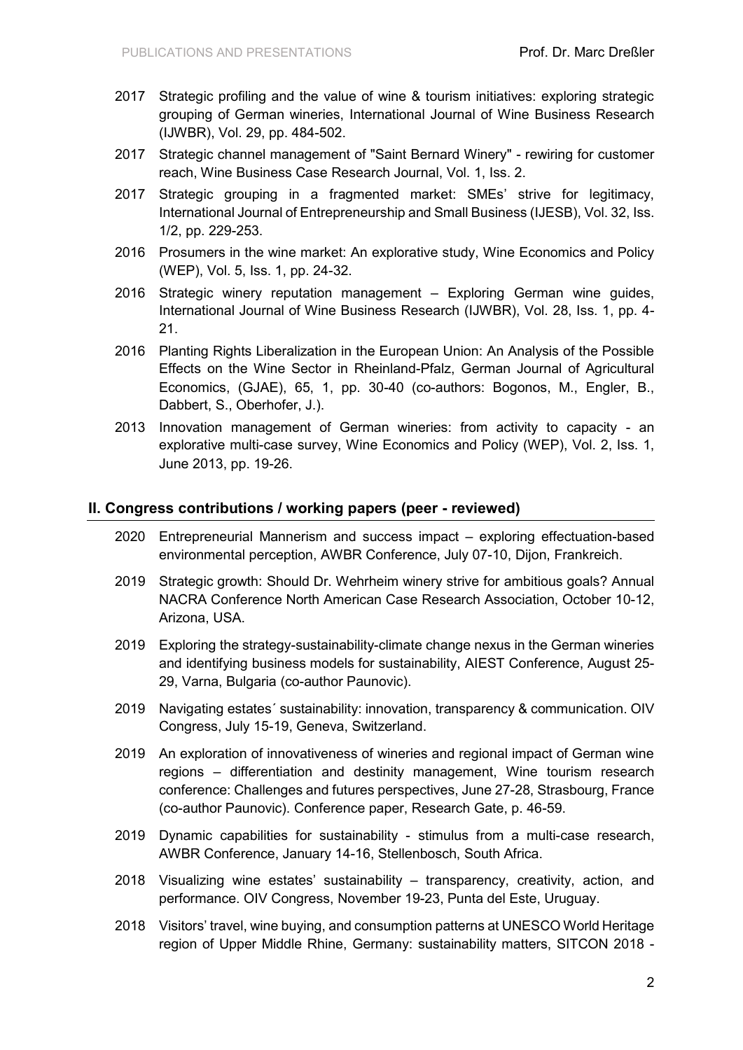2017 Strategic profiling and the value of wine & tourism initiatives: exploring strategic grouping of German wineries, International Journal of Wine Business Research (IJWBR), Vol. 29, pp. 484-502.

2017 Strategic channel management of "Saint Bernard Winery" - rewiring for customer reach, Wine Business Case Research Journal, Vol. 1, Iss. 2.

2017 Strategic grouping in a fragmented market: SMEs' strive for legitimacy, International Journal of Entrepreneurship and Small Business (IJESB), Vol. 32, Iss. 1/2, pp. 229-253.

2016 Prosumers in the wine market: An explorative study, Wine Economics and Policy (WEP), Vol. 5, Iss. 1, pp. 24-32.

2016 Strategic winery reputation management – Exploring German wine guides, International Journal of Wine Business Research (IJWBR), Vol. 28, Iss. 1, pp. 4-21.

2016 Planting Rights Liberalization in the European Union: An Analysis of the Possible Effects on the Wine Sector in Rheinland-Pfalz, German Journal of Agricultural Economics, (GJAE), 65, 1, pp. 30-40 (co-authors: Bogonos, M., Engler, B., Dabbert, S., Oberhofer, J.).

2013 Innovation management of German wineries: from activity to capacity - an explorative multi-case survey, Wine Economics and Policy (WEP), Vol. 2, Iss. 1, June 2013, pp. 19-26.

## II. Congress contributions / working papers (peer - reviewed)

2020 Entrepreneurial Mannerism and success impact – exploring effectuation-based environmental perception, AWBR Conference, July 07-10, Dijon, Frankreich.

2019 Strategic growth: Should Dr. Wehrheim winery strive for ambitious goals? Annual NACRA Conference North American Case Research Association, October 10-12, Arizona, USA.

2019 Exploring the strategy-sustainability-climate change nexus in the German wineries and identifying business models for sustainability, AIEST Conference, August 25-29, Varna, Bulgaria (co-author Paunovic).

2019 Navigating estates´ sustainability: innovation, transparency & communication. OIV Congress, July 15-19, Geneva, Switzerland.

2019 An exploration of innovativeness of wineries and regional impact of German wine regions – differentiation and destinity management, Wine tourism research conference: Challenges and futures perspectives, June 27-28, Strasbourg, France (co-author Paunovic). Conference paper, Research Gate, p. 46-59.

2019 Dynamic capabilities for sustainability - stimulus from a multi-case research, AWBR Conference, January 14-16, Stellenbosch, South Africa.

2018 Visualizing wine estates' sustainability – transparency, creativity, action, and performance. OIV Congress, November 19-23, Punta del Este, Uruguay.

2018 Visitors' travel, wine buying, and consumption patterns at UNESCO World Heritage region of Upper Middle Rhine, Germany: sustainability matters, SITCON 2018 -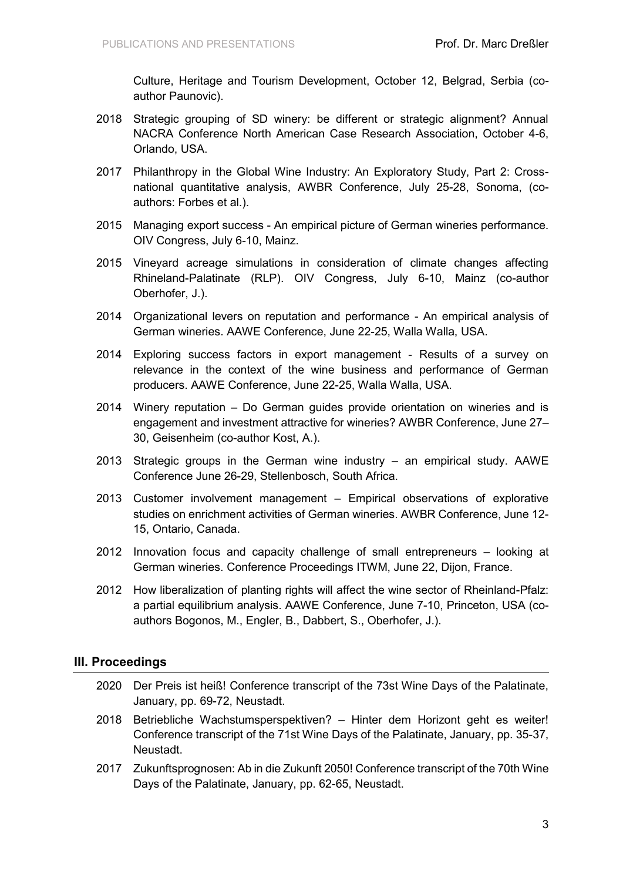Culture, Heritage and Tourism Development, October 12, Belgrad, Serbia (co-author Paunovic).

2018 Strategic grouping of SD winery: be different or strategic alignment? Annual NACRA Conference North American Case Research Association, October 4-6, Orlando, USA.

2017 Philanthropy in the Global Wine Industry: An Exploratory Study, Part 2: Cross-national quantitative analysis, AWBR Conference, July 25-28, Sonoma, (co-authors: Forbes et al.).

2015 Managing export success - An empirical picture of German wineries performance. OIV Congress, July 6-10, Mainz.

2015 Vineyard acreage simulations in consideration of climate changes affecting Rhineland-Palatinate (RLP). OIV Congress, July 6-10, Mainz (co-author Oberhofer, J.).

2014 Organizational levers on reputation and performance - An empirical analysis of German wineries. AAWE Conference, June 22-25, Walla Walla, USA.

2014 Exploring success factors in export management - Results of a survey on relevance in the context of the wine business and performance of German producers. AAWE Conference, June 22-25, Walla Walla, USA.

2014 Winery reputation – Do German guides provide orientation on wineries and is engagement and investment attractive for wineries? AWBR Conference, June 27–30, Geisenheim (co-author Kost, A.).

2013 Strategic groups in the German wine industry – an empirical study. AAWE Conference June 26-29, Stellenbosch, South Africa.

2013 Customer involvement management – Empirical observations of explorative studies on enrichment activities of German wineries. AWBR Conference, June 12-15, Ontario, Canada.

2012 Innovation focus and capacity challenge of small entrepreneurs – looking at German wineries. Conference Proceedings ITWM, June 22, Dijon, France.

2012 How liberalization of planting rights will affect the wine sector of Rheinland-Pfalz: a partial equilibrium analysis. AAWE Conference, June 7-10, Princeton, USA (co-authors Bogonos, M., Engler, B., Dabbert, S., Oberhofer, J.).

## III. Proceedings

2020 Der Preis ist heiß! Conference transcript of the 73st Wine Days of the Palatinate, January, pp. 69-72, Neustadt.

2018 Betriebliche Wachstumsperspektiven? – Hinter dem Horizont geht es weiter! Conference transcript of the 71st Wine Days of the Palatinate, January, pp. 35-37, Neustadt.

2017 Zukunftsprognosen: Ab in die Zukunft 2050! Conference transcript of the 70th Wine Days of the Palatinate, January, pp. 62-65, Neustadt.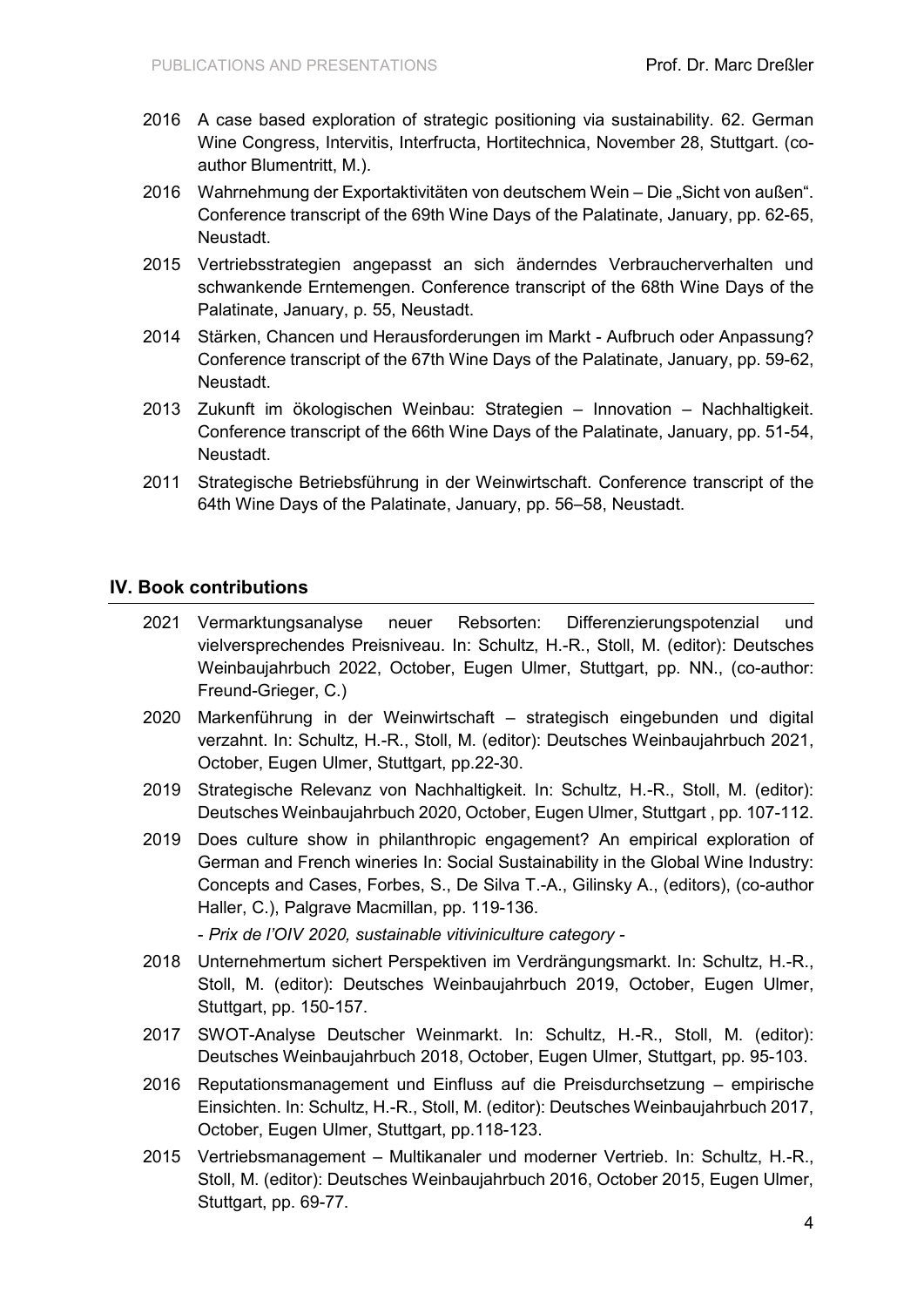2016 A case based exploration of strategic positioning via sustainability. 62. German Wine Congress, Intervitis, Interfructa, Hortitechnica, November 28, Stuttgart. (co-author Blumentritt, M.).

2016 Wahrnehmung der Exportaktivitäten von deutschem Wein – Die „Sicht von außen". Conference transcript of the 69th Wine Days of the Palatinate, January, pp. 62-65, Neustadt.

2015 Vertriebsstrategien angepasst an sich änderndes Verbraucherverhalten und schwankende Erntemengen. Conference transcript of the 68th Wine Days of the Palatinate, January, p. 55, Neustadt.

2014 Stärken, Chancen und Herausforderungen im Markt - Aufbruch oder Anpassung? Conference transcript of the 67th Wine Days of the Palatinate, January, pp. 59-62, Neustadt.

2013 Zukunft im ökologischen Weinbau: Strategien – Innovation – Nachhaltigkeit. Conference transcript of the 66th Wine Days of the Palatinate, January, pp. 51-54, Neustadt.

2011 Strategische Betriebsführung in der Weinwirtschaft. Conference transcript of the 64th Wine Days of the Palatinate, January, pp. 56–58, Neustadt.

## IV. Book contributions

2021 Vermarktungsanalyse neuer Rebsorten: Differenzierungspotenzial und vielversprechendes Preisniveau. In: Schultz, H.-R., Stoll, M. (editor): Deutsches Weinbaujahrbuch 2022, October, Eugen Ulmer, Stuttgart, pp. NN., (co-author: Freund-Grieger, C.)

2020 Markenführung in der Weinwirtschaft – strategisch eingebunden und digital verzahnt. In: Schultz, H.-R., Stoll, M. (editor): Deutsches Weinbaujahrbuch 2021, October, Eugen Ulmer, Stuttgart, pp.22-30.

2019 Strategische Relevanz von Nachhaltigkeit. In: Schultz, H.-R., Stoll, M. (editor): Deutsches Weinbaujahrbuch 2020, October, Eugen Ulmer, Stuttgart , pp. 107-112.

2019 Does culture show in philanthropic engagement? An empirical exploration of German and French wineries In: Social Sustainability in the Global Wine Industry: Concepts and Cases, Forbes, S., De Silva T.-A., Gilinsky A., (editors), (co-author Haller, C.), Palgrave Macmillan, pp. 119-136.

- *Prix de l'OIV 2020, sustainable vitiviniculture category* -

2018 Unternehmertum sichert Perspektiven im Verdrängungsmarkt. In: Schultz, H.-R., Stoll, M. (editor): Deutsches Weinbaujahrbuch 2019, October, Eugen Ulmer, Stuttgart, pp. 150-157.

2017 SWOT-Analyse Deutscher Weinmarkt. In: Schultz, H.-R., Stoll, M. (editor): Deutsches Weinbaujahrbuch 2018, October, Eugen Ulmer, Stuttgart, pp. 95-103.

2016 Reputationsmanagement und Einfluss auf die Preisdurchsetzung – empirische Einsichten. In: Schultz, H.-R., Stoll, M. (editor): Deutsches Weinbaujahrbuch 2017, October, Eugen Ulmer, Stuttgart, pp.118-123.

2015 Vertriebsmanagement – Multikanaler und moderner Vertrieb. In: Schultz, H.-R., Stoll, M. (editor): Deutsches Weinbaujahrbuch 2016, October 2015, Eugen Ulmer, Stuttgart, pp. 69-77.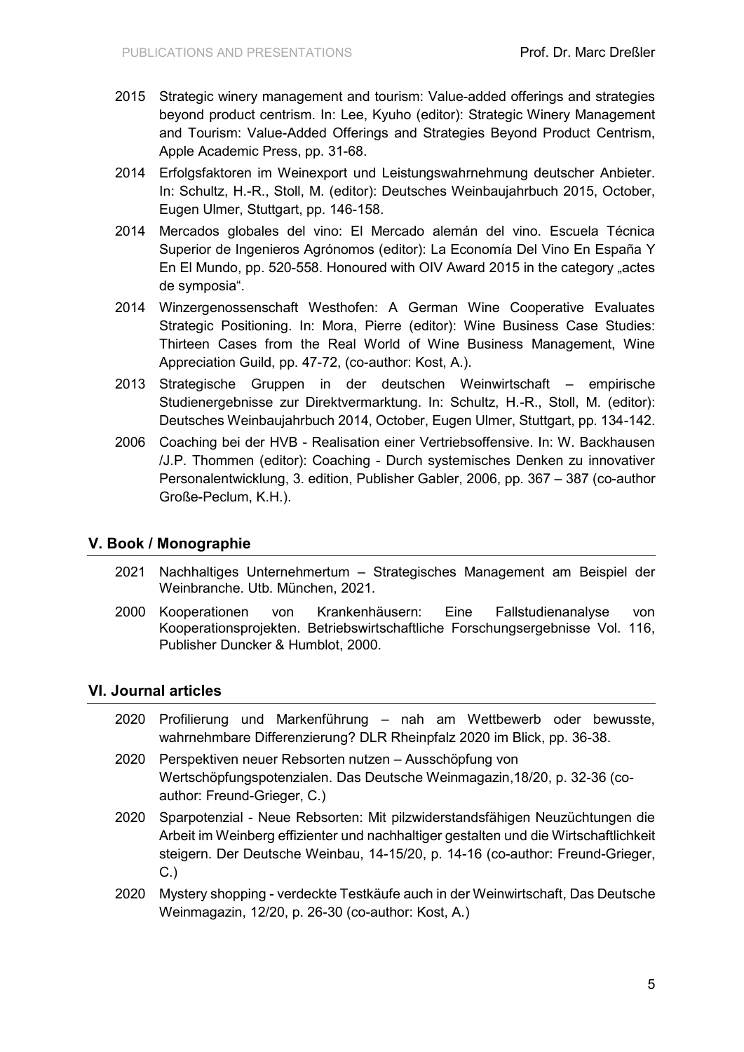2015 Strategic winery management and tourism: Value-added offerings and strategies beyond product centrism. In: Lee, Kyuho (editor): Strategic Winery Management and Tourism: Value-Added Offerings and Strategies Beyond Product Centrism, Apple Academic Press, pp. 31-68.

2014 Erfolgsfaktoren im Weinexport und Leistungswahrnehmung deutscher Anbieter. In: Schultz, H.-R., Stoll, M. (editor): Deutsches Weinbaujahrbuch 2015, October, Eugen Ulmer, Stuttgart, pp. 146-158.

2014 Mercados globales del vino: El Mercado alemán del vino. Escuela Técnica Superior de Ingenieros Agrónomos (editor): La Economía Del Vino En España Y En El Mundo, pp. 520-558. Honoured with OIV Award 2015 in the category „actes de symposia".

2014 Winzergenossenschaft Westhofen: A German Wine Cooperative Evaluates Strategic Positioning. In: Mora, Pierre (editor): Wine Business Case Studies: Thirteen Cases from the Real World of Wine Business Management, Wine Appreciation Guild, pp. 47-72, (co-author: Kost, A.).

2013 Strategische Gruppen in der deutschen Weinwirtschaft – empirische Studienergebnisse zur Direktvermarktung. In: Schultz, H.-R., Stoll, M. (editor): Deutsches Weinbaujahrbuch 2014, October, Eugen Ulmer, Stuttgart, pp. 134-142.

2006 Coaching bei der HVB - Realisation einer Vertriebsoffensive. In: W. Backhausen /J.P. Thommen (editor): Coaching - Durch systemisches Denken zu innovativer Personalentwicklung, 3. edition, Publisher Gabler, 2006, pp. 367 – 387 (co-author Große-Peclum, K.H.).

## V. Book / Monographie

2021 Nachhaltiges Unternehmertum – Strategisches Management am Beispiel der Weinbranche. Utb. München, 2021.

2000 Kooperationen von Krankenhäusern: Eine Fallstudienanalyse von Kooperationsprojekten. Betriebswirtschaftliche Forschungsergebnisse Vol. 116, Publisher Duncker & Humblot, 2000.

## VI. Journal articles

2020 Profilierung und Markenführung – nah am Wettbewerb oder bewusste, wahrnehmbare Differenzierung? DLR Rheinpfalz 2020 im Blick, pp. 36-38.

2020 Perspektiven neuer Rebsorten nutzen – Ausschöpfung von Wertschöpfungspotenzialen. Das Deutsche Weinmagazin,18/20, p. 32-36 (co-author: Freund-Grieger, C.)

2020 Sparpotenzial - Neue Rebsorten: Mit pilzwiderstandsfähigen Neuzüchtungen die Arbeit im Weinberg effizienter und nachhaltiger gestalten und die Wirtschaftlichkeit steigern. Der Deutsche Weinbau, 14-15/20, p. 14-16 (co-author: Freund-Grieger, C.)

2020 Mystery shopping - verdeckte Testkäufe auch in der Weinwirtschaft, Das Deutsche Weinmagazin, 12/20, p. 26-30 (co-author: Kost, A.)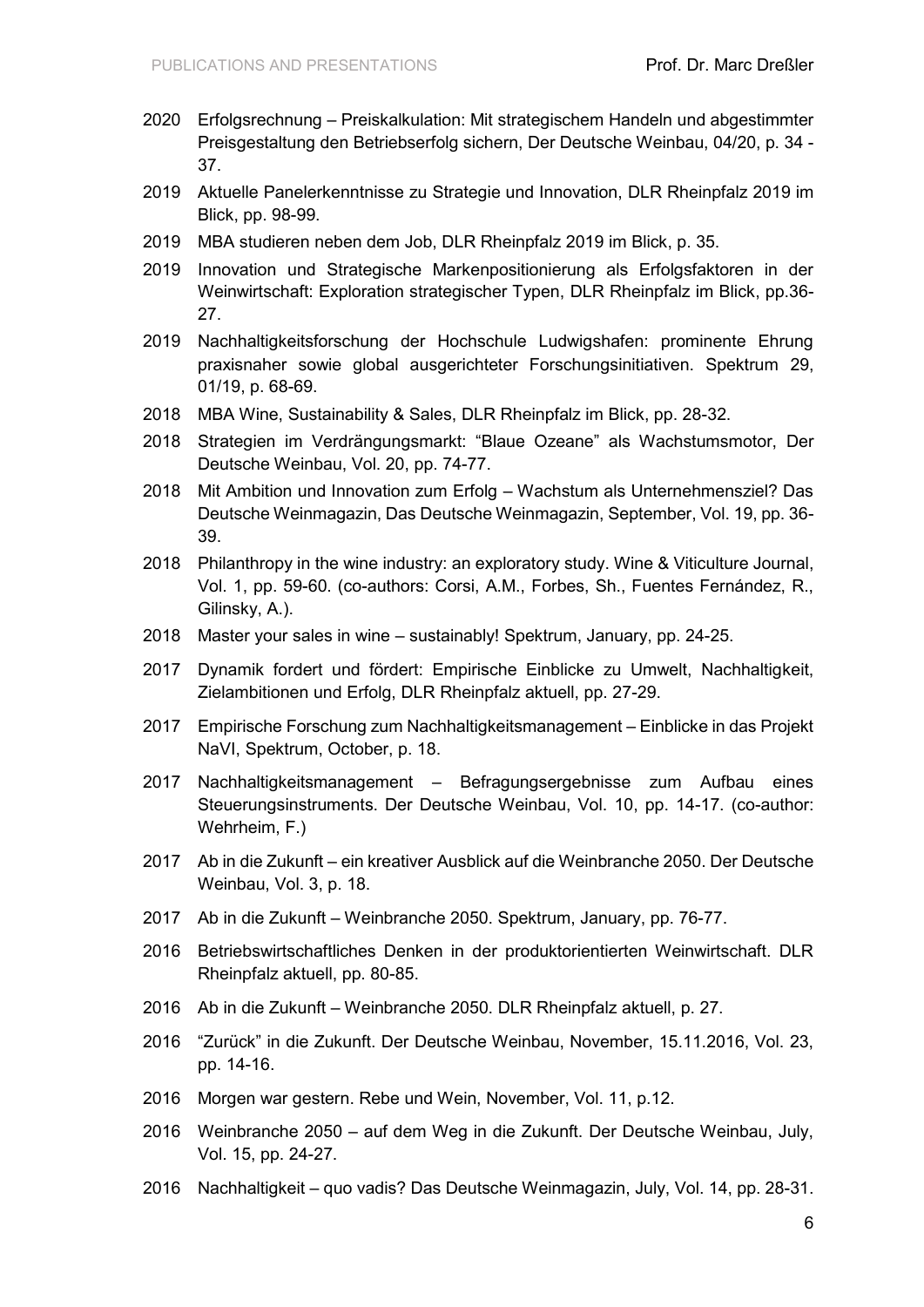2020 Erfolgsrechnung – Preiskalkulation: Mit strategischem Handeln und abgestimmter Preisgestaltung den Betriebserfolg sichern, Der Deutsche Weinbau, 04/20, p. 34 - 37.

2019 Aktuelle Panelerkenntnisse zu Strategie und Innovation, DLR Rheinpfalz 2019 im Blick, pp. 98-99.

2019 MBA studieren neben dem Job, DLR Rheinpfalz 2019 im Blick, p. 35.

2019 Innovation und Strategische Markenpositionierung als Erfolgsfaktoren in der Weinwirtschaft: Exploration strategischer Typen, DLR Rheinpfalz im Blick, pp.36-27.

2019 Nachhaltigkeitsforschung der Hochschule Ludwigshafen: prominente Ehrung praxisnaher sowie global ausgerichteter Forschungsinitiativen. Spektrum 29, 01/19, p. 68-69.

2018 MBA Wine, Sustainability & Sales, DLR Rheinpfalz im Blick, pp. 28-32.

2018 Strategien im Verdrängungsmarkt: "Blaue Ozeane" als Wachstumsmotor, Der Deutsche Weinbau, Vol. 20, pp. 74-77.

2018 Mit Ambition und Innovation zum Erfolg – Wachstum als Unternehmensziel? Das Deutsche Weinmagazin, Das Deutsche Weinmagazin, September, Vol. 19, pp. 36-39.

2018 Philanthropy in the wine industry: an exploratory study. Wine & Viticulture Journal, Vol. 1, pp. 59-60. (co-authors: Corsi, A.M., Forbes, Sh., Fuentes Fernández, R., Gilinsky, A.).

2018 Master your sales in wine – sustainably! Spektrum, January, pp. 24-25.

2017 Dynamik fordert und fördert: Empirische Einblicke zu Umwelt, Nachhaltigkeit, Zielambitionen und Erfolg, DLR Rheinpfalz aktuell, pp. 27-29.

2017 Empirische Forschung zum Nachhaltigkeitsmanagement – Einblicke in das Projekt NaVI, Spektrum, October, p. 18.

2017 Nachhaltigkeitsmanagement – Befragungsergebnisse zum Aufbau eines Steuerungsinstruments. Der Deutsche Weinbau, Vol. 10, pp. 14-17. (co-author: Wehrheim, F.)

2017 Ab in die Zukunft – ein kreativer Ausblick auf die Weinbranche 2050. Der Deutsche Weinbau, Vol. 3, p. 18.

2017 Ab in die Zukunft – Weinbranche 2050. Spektrum, January, pp. 76-77.

2016 Betriebswirtschaftliches Denken in der produktorientierten Weinwirtschaft. DLR Rheinpfalz aktuell, pp. 80-85.

2016 Ab in die Zukunft – Weinbranche 2050. DLR Rheinpfalz aktuell, p. 27.

2016 "Zurück" in die Zukunft. Der Deutsche Weinbau, November, 15.11.2016, Vol. 23, pp. 14-16.

2016 Morgen war gestern. Rebe und Wein, November, Vol. 11, p.12.

2016 Weinbranche 2050 – auf dem Weg in die Zukunft. Der Deutsche Weinbau, July, Vol. 15, pp. 24-27.

2016 Nachhaltigkeit – quo vadis? Das Deutsche Weinmagazin, July, Vol. 14, pp. 28-31.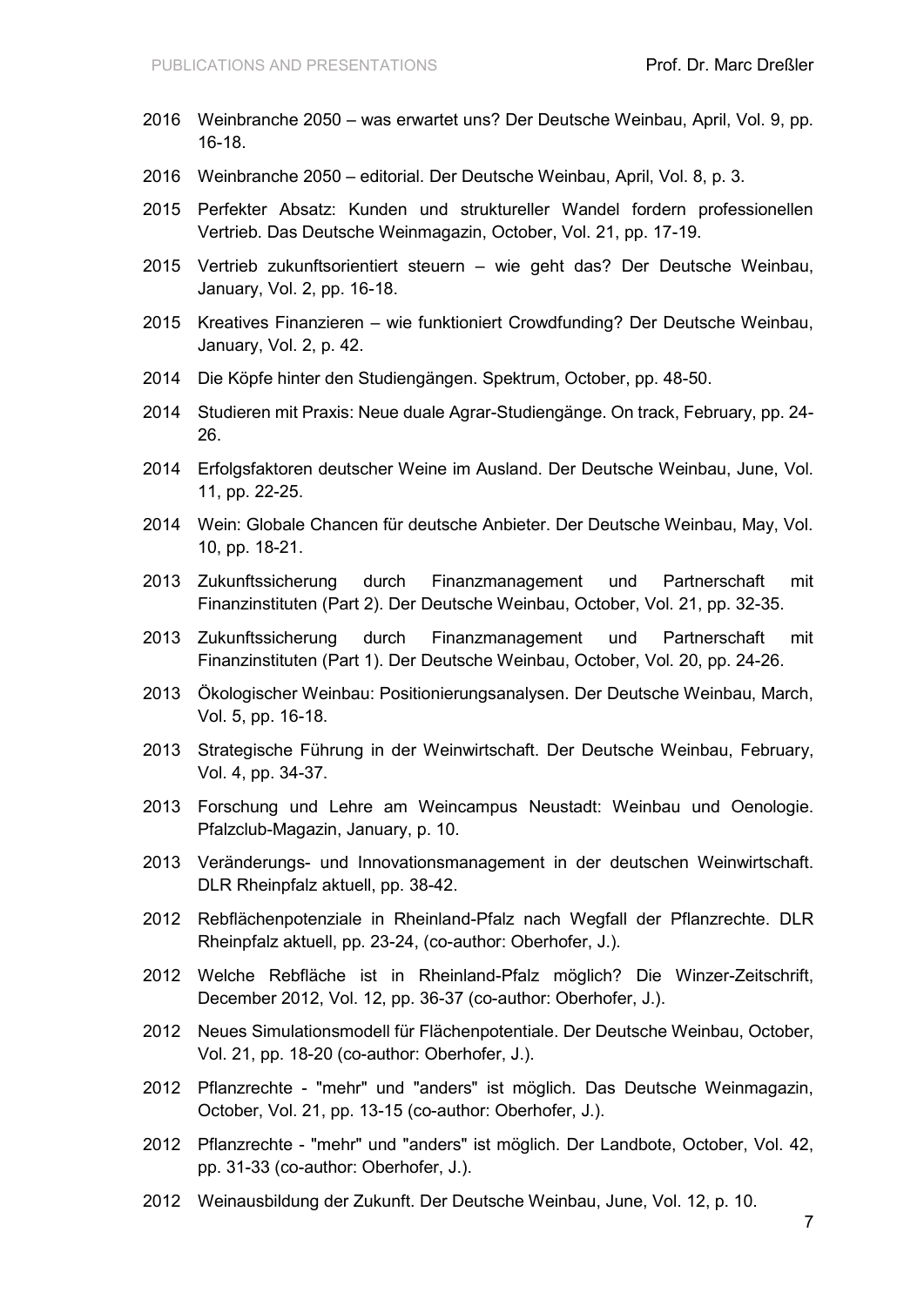2016 Weinbranche 2050 – was erwartet uns? Der Deutsche Weinbau, April, Vol. 9, pp. 16-18.

2016 Weinbranche 2050 – editorial. Der Deutsche Weinbau, April, Vol. 8, p. 3.

2015 Perfekter Absatz: Kunden und struktureller Wandel fordern professionellen Vertrieb. Das Deutsche Weinmagazin, October, Vol. 21, pp. 17-19.

2015 Vertrieb zukunftsorientiert steuern – wie geht das? Der Deutsche Weinbau, January, Vol. 2, pp. 16-18.

2015 Kreatives Finanzieren – wie funktioniert Crowdfunding? Der Deutsche Weinbau, January, Vol. 2, p. 42.

2014 Die Köpfe hinter den Studiengängen. Spektrum, October, pp. 48-50.

2014 Studieren mit Praxis: Neue duale Agrar-Studiengänge. On track, February, pp. 24-26.

2014 Erfolgsfaktoren deutscher Weine im Ausland. Der Deutsche Weinbau, June, Vol. 11, pp. 22-25.

2014 Wein: Globale Chancen für deutsche Anbieter. Der Deutsche Weinbau, May, Vol. 10, pp. 18-21.

2013 Zukunftssicherung durch Finanzmanagement und Partnerschaft mit Finanzinstituten (Part 2). Der Deutsche Weinbau, October, Vol. 21, pp. 32-35.

2013 Zukunftssicherung durch Finanzmanagement und Partnerschaft mit Finanzinstituten (Part 1). Der Deutsche Weinbau, October, Vol. 20, pp. 24-26.

2013 Ökologischer Weinbau: Positionierungsanalysen. Der Deutsche Weinbau, March, Vol. 5, pp. 16-18.

2013 Strategische Führung in der Weinwirtschaft. Der Deutsche Weinbau, February, Vol. 4, pp. 34-37.

2013 Forschung und Lehre am Weincampus Neustadt: Weinbau und Oenologie. Pfalzclub-Magazin, January, p. 10.

2013 Veränderungs- und Innovationsmanagement in der deutschen Weinwirtschaft. DLR Rheinpfalz aktuell, pp. 38-42.

2012 Rebflächenpotenziale in Rheinland-Pfalz nach Wegfall der Pflanzrechte. DLR Rheinpfalz aktuell, pp. 23-24, (co-author: Oberhofer, J.).

2012 Welche Rebfläche ist in Rheinland-Pfalz möglich? Die Winzer-Zeitschrift, December 2012, Vol. 12, pp. 36-37 (co-author: Oberhofer, J.).

2012 Neues Simulationsmodell für Flächenpotentiale. Der Deutsche Weinbau, October, Vol. 21, pp. 18-20 (co-author: Oberhofer, J.).

2012 Pflanzrechte - "mehr" und "anders" ist möglich. Das Deutsche Weinmagazin, October, Vol. 21, pp. 13-15 (co-author: Oberhofer, J.).

2012 Pflanzrechte - "mehr" und "anders" ist möglich. Der Landbote, October, Vol. 42, pp. 31-33 (co-author: Oberhofer, J.).

2012 Weinausbildung der Zukunft. Der Deutsche Weinbau, June, Vol. 12, p. 10.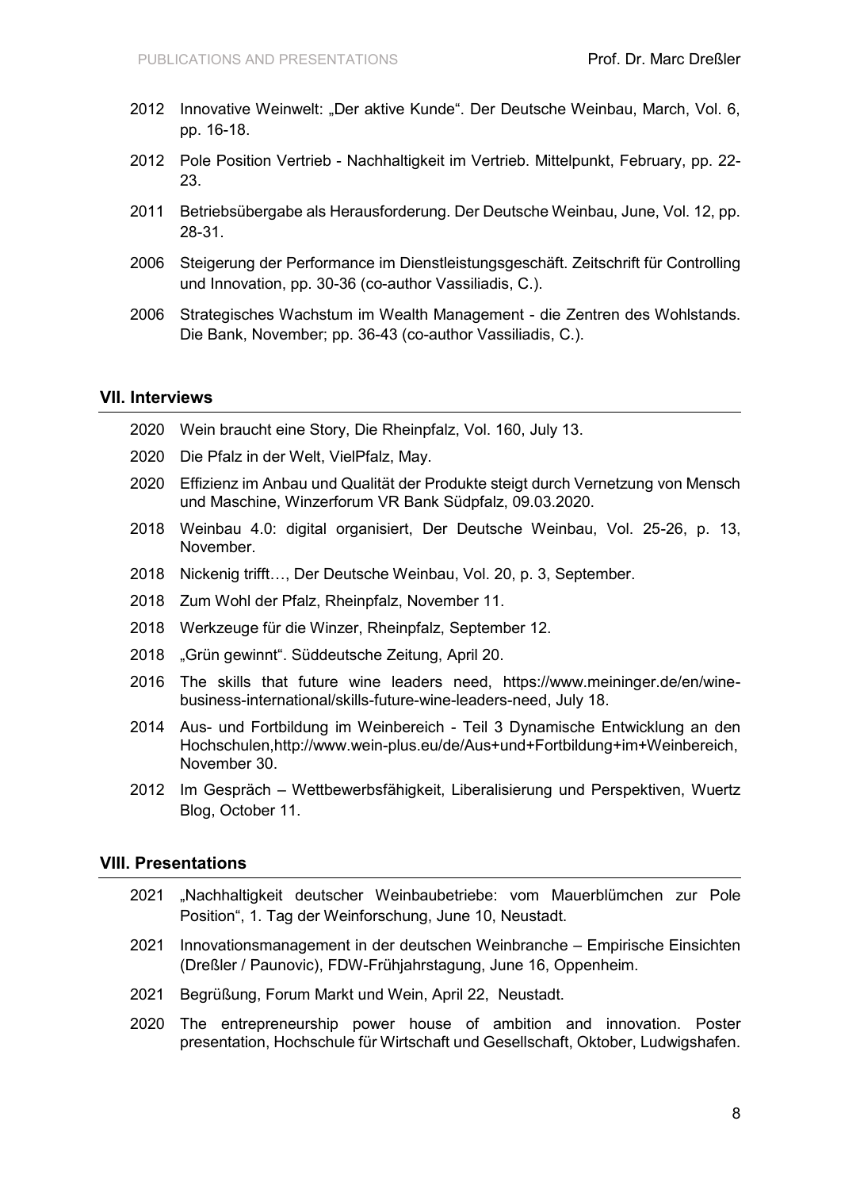- 2012 Innovative Weinwelt: „Der aktive Kunde". Der Deutsche Weinbau, March, Vol. 6, pp. 16-18.
- 2012 Pole Position Vertrieb - Nachhaltigkeit im Vertrieb. Mittelpunkt, February, pp. 22-23.
- 2011 Betriebsübergabe als Herausforderung. Der Deutsche Weinbau, June, Vol. 12, pp. 28-31.
- 2006 Steigerung der Performance im Dienstleistungsgeschäft. Zeitschrift für Controlling und Innovation, pp. 30-36 (co-author Vassiliadis, C.).
- 2006 Strategisches Wachstum im Wealth Management - die Zentren des Wohlstands. Die Bank, November; pp. 36-43 (co-author Vassiliadis, C.).

## VII. Interviews

- 2020 Wein braucht eine Story, Die Rheinpfalz, Vol. 160, July 13.
- 2020 Die Pfalz in der Welt, VielPfalz, May.
- 2020 Effizienz im Anbau und Qualität der Produkte steigt durch Vernetzung von Mensch und Maschine, Winzerforum VR Bank Südpfalz, 09.03.2020.
- 2018 Weinbau 4.0: digital organisiert, Der Deutsche Weinbau, Vol. 25-26, p. 13, November.
- 2018 Nickenig trifft…, Der Deutsche Weinbau, Vol. 20, p. 3, September.
- 2018 Zum Wohl der Pfalz, Rheinpfalz, November 11.
- 2018 Werkzeuge für die Winzer, Rheinpfalz, September 12.
- 2018 „Grün gewinnt". Süddeutsche Zeitung, April 20.
- 2016 The skills that future wine leaders need, https://www.meininger.de/en/wine-business-international/skills-future-wine-leaders-need, July 18.
- 2014 Aus- und Fortbildung im Weinbereich - Teil 3 Dynamische Entwicklung an den Hochschulen,http://www.wein-plus.eu/de/Aus+und+Fortbildung+im+Weinbereich, November 30.
- 2012 Im Gespräch – Wettbewerbsfähigkeit, Liberalisierung und Perspektiven, Wuertz Blog, October 11.

## VIII. Presentations

- 2021 „Nachhaltigkeit deutscher Weinbaubetriebe: vom Mauerblümchen zur Pole Position", 1. Tag der Weinforschung, June 10, Neustadt.
- 2021 Innovationsmanagement in der deutschen Weinbranche – Empirische Einsichten (Dreßler / Paunovic), FDW-Frühjahrstagung, June 16, Oppenheim.
- 2021 Begrüßung, Forum Markt und Wein, April 22, Neustadt.
- 2020 The entrepreneurship power house of ambition and innovation. Poster presentation, Hochschule für Wirtschaft und Gesellschaft, Oktober, Ludwigshafen.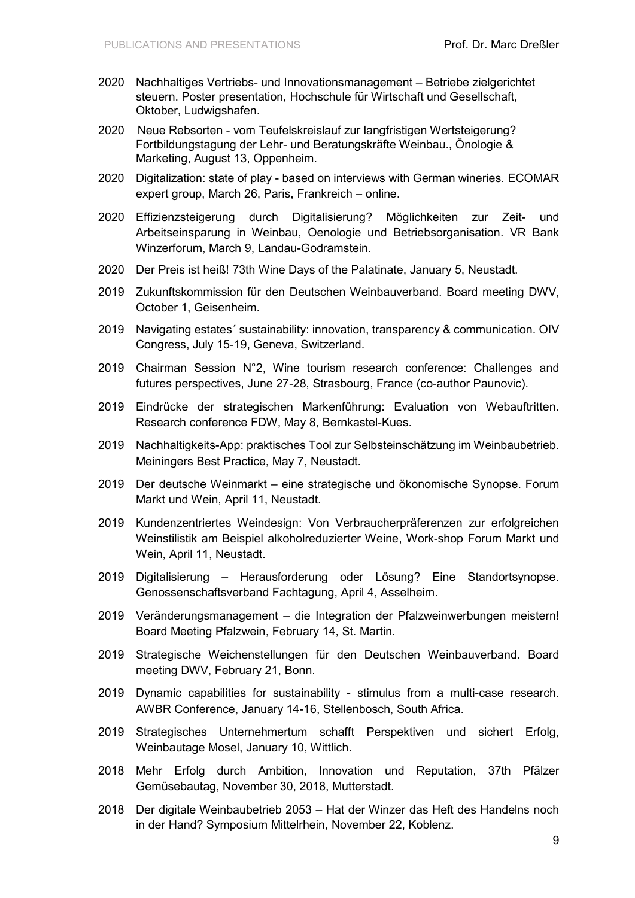2020 Nachhaltiges Vertriebs- und Innovationsmanagement – Betriebe zielgerichtet steuern. Poster presentation, Hochschule für Wirtschaft und Gesellschaft, Oktober, Ludwigshafen.

2020 Neue Rebsorten - vom Teufelskreislauf zur langfristigen Wertsteigerung? Fortbildungstagung der Lehr- und Beratungskräfte Weinbau., Önologie & Marketing, August 13, Oppenheim.

2020 Digitalization: state of play - based on interviews with German wineries. ECOMAR expert group, March 26, Paris, Frankreich – online.

2020 Effizienzsteigerung durch Digitalisierung? Möglichkeiten zur Zeit- und Arbeitseinsparung in Weinbau, Oenologie und Betriebsorganisation. VR Bank Winzerforum, March 9, Landau-Godramstein.

2020 Der Preis ist heiß! 73th Wine Days of the Palatinate, January 5, Neustadt.

2019 Zukunftskommission für den Deutschen Weinbauverband. Board meeting DWV, October 1, Geisenheim.

2019 Navigating estates´ sustainability: innovation, transparency & communication. OIV Congress, July 15-19, Geneva, Switzerland.

2019 Chairman Session N°2, Wine tourism research conference: Challenges and futures perspectives, June 27-28, Strasbourg, France (co-author Paunovic).

2019 Eindrücke der strategischen Markenführung: Evaluation von Webauftritten. Research conference FDW, May 8, Bernkastel-Kues.

2019 Nachhaltigkeits-App: praktisches Tool zur Selbsteinschätzung im Weinbaubetrieb. Meiningers Best Practice, May 7, Neustadt.

2019 Der deutsche Weinmarkt – eine strategische und ökonomische Synopse. Forum Markt und Wein, April 11, Neustadt.

2019 Kundenzentriertes Weindesign: Von Verbraucherpräferenzen zur erfolgreichen Weinstilistik am Beispiel alkoholreduzierter Weine, Work-shop Forum Markt und Wein, April 11, Neustadt.

2019 Digitalisierung – Herausforderung oder Lösung? Eine Standortsynopse. Genossenschaftsverband Fachtagung, April 4, Asselheim.

2019 Veränderungsmanagement – die Integration der Pfalzweinwerbungen meistern! Board Meeting Pfalzwein, February 14, St. Martin.

2019 Strategische Weichenstellungen für den Deutschen Weinbauverband. Board meeting DWV, February 21, Bonn.

2019 Dynamic capabilities for sustainability - stimulus from a multi-case research. AWBR Conference, January 14-16, Stellenbosch, South Africa.

2019 Strategisches Unternehmertum schafft Perspektiven und sichert Erfolg, Weinbautage Mosel, January 10, Wittlich.

2018 Mehr Erfolg durch Ambition, Innovation und Reputation, 37th Pfälzer Gemüsebautag, November 30, 2018, Mutterstadt.

2018 Der digitale Weinbaubetrieb 2053 – Hat der Winzer das Heft des Handelns noch in der Hand? Symposium Mittelrhein, November 22, Koblenz.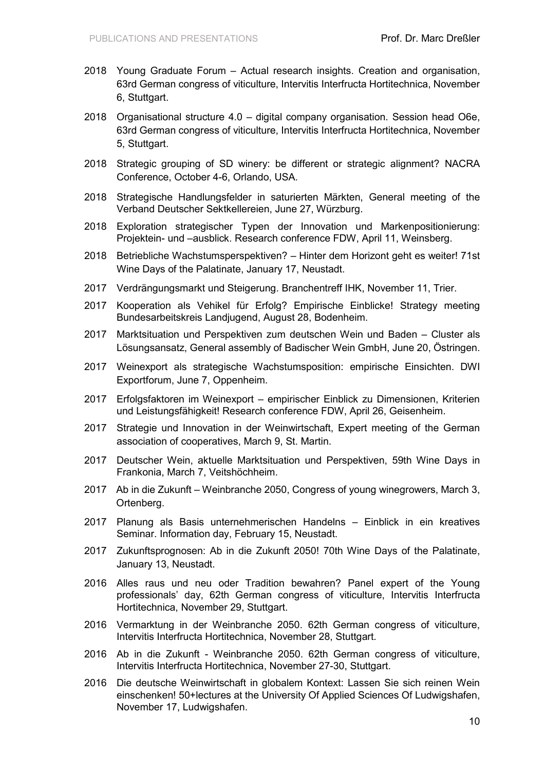2018 Young Graduate Forum – Actual research insights. Creation and organisation, 63rd German congress of viticulture, Intervitis Interfructa Hortitechnica, November 6, Stuttgart.

2018 Organisational structure 4.0 – digital company organisation. Session head O6e, 63rd German congress of viticulture, Intervitis Interfructa Hortitechnica, November 5, Stuttgart.

2018 Strategic grouping of SD winery: be different or strategic alignment? NACRA Conference, October 4-6, Orlando, USA.

2018 Strategische Handlungsfelder in saturierten Märkten, General meeting of the Verband Deutscher Sektkellereien, June 27, Würzburg.

2018 Exploration strategischer Typen der Innovation und Markenpositionierung: Projektein- und –ausblick. Research conference FDW, April 11, Weinsberg.

2018 Betriebliche Wachstumsperspektiven? – Hinter dem Horizont geht es weiter! 71st Wine Days of the Palatinate, January 17, Neustadt.

2017 Verdrängungsmarkt und Steigerung. Branchentreff IHK, November 11, Trier.

2017 Kooperation als Vehikel für Erfolg? Empirische Einblicke! Strategy meeting Bundesarbeitskreis Landjugend, August 28, Bodenheim.

2017 Marktsituation und Perspektiven zum deutschen Wein und Baden – Cluster als Lösungsansatz, General assembly of Badischer Wein GmbH, June 20, Östringen.

2017 Weinexport als strategische Wachstumsposition: empirische Einsichten. DWI Exportforum, June 7, Oppenheim.

2017 Erfolgsfaktoren im Weinexport – empirischer Einblick zu Dimensionen, Kriterien und Leistungsfähigkeit! Research conference FDW, April 26, Geisenheim.

2017 Strategie und Innovation in der Weinwirtschaft, Expert meeting of the German association of cooperatives, March 9, St. Martin.

2017 Deutscher Wein, aktuelle Marktsituation und Perspektiven, 59th Wine Days in Frankonia, March 7, Veitshöchheim.

2017 Ab in die Zukunft – Weinbranche 2050, Congress of young winegrowers, March 3, Ortenberg.

2017 Planung als Basis unternehmerischen Handelns – Einblick in ein kreatives Seminar. Information day, February 15, Neustadt.

2017 Zukunftsprognosen: Ab in die Zukunft 2050! 70th Wine Days of the Palatinate, January 13, Neustadt.

2016 Alles raus und neu oder Tradition bewahren? Panel expert of the Young professionals' day, 62th German congress of viticulture, Intervitis Interfructa Hortitechnica, November 29, Stuttgart.

2016 Vermarktung in der Weinbranche 2050. 62th German congress of viticulture, Intervitis Interfructa Hortitechnica, November 28, Stuttgart.

2016 Ab in die Zukunft - Weinbranche 2050. 62th German congress of viticulture, Intervitis Interfructa Hortitechnica, November 27-30, Stuttgart.

2016 Die deutsche Weinwirtschaft in globalem Kontext: Lassen Sie sich reinen Wein einschenken! 50+lectures at the University Of Applied Sciences Of Ludwigshafen, November 17, Ludwigshafen.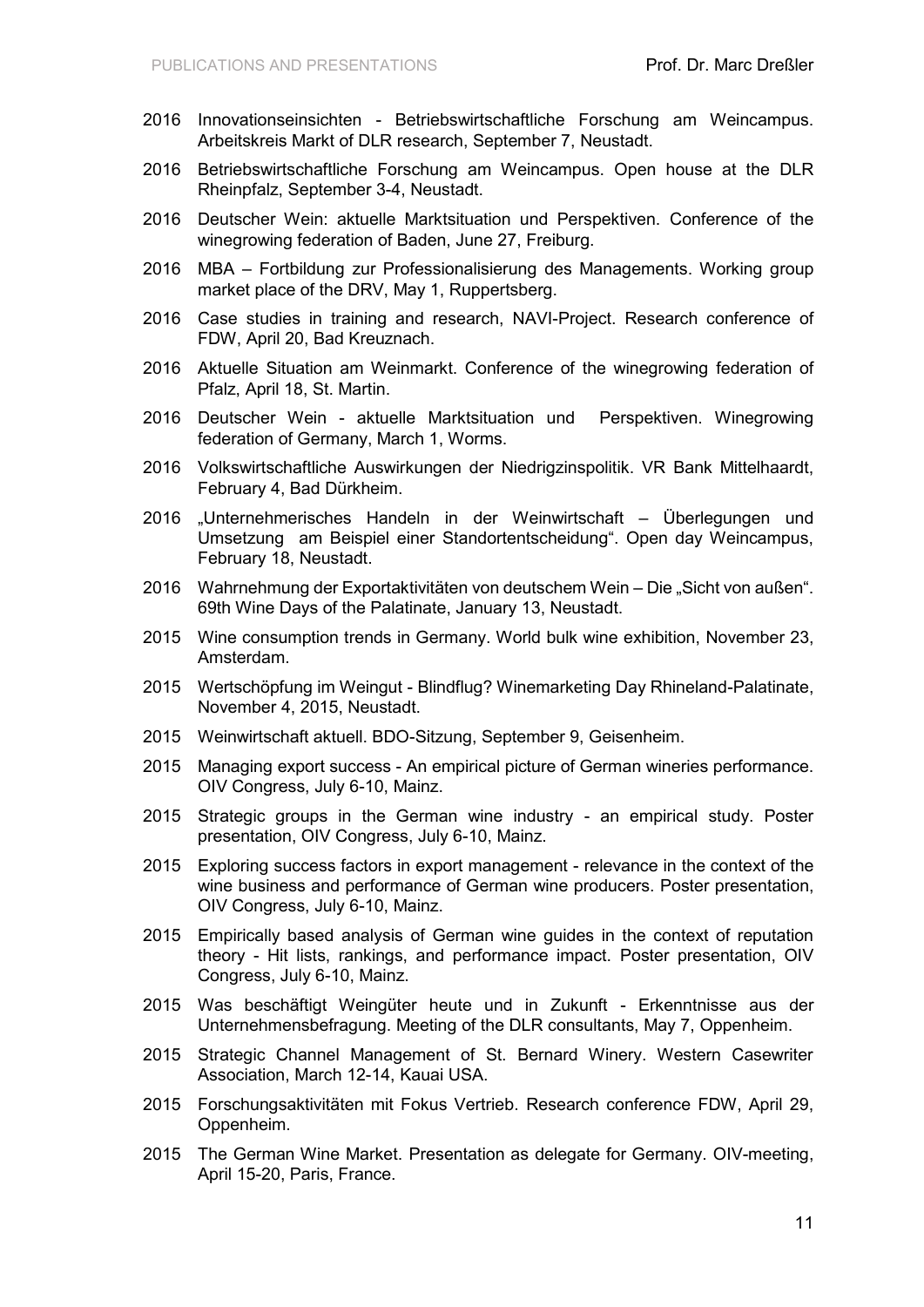2016 Innovationseinsichten - Betriebswirtschaftliche Forschung am Weincampus. Arbeitskreis Markt of DLR research, September 7, Neustadt.

2016 Betriebswirtschaftliche Forschung am Weincampus. Open house at the DLR Rheinpfalz, September 3-4, Neustadt.

2016 Deutscher Wein: aktuelle Marktsituation und Perspektiven. Conference of the winegrowing federation of Baden, June 27, Freiburg.

2016 MBA – Fortbildung zur Professionalisierung des Managements. Working group market place of the DRV, May 1, Ruppertsberg.

2016 Case studies in training and research, NAVI-Project. Research conference of FDW, April 20, Bad Kreuznach.

2016 Aktuelle Situation am Weinmarkt. Conference of the winegrowing federation of Pfalz, April 18, St. Martin.

2016 Deutscher Wein - aktuelle Marktsituation und Perspektiven. Winegrowing federation of Germany, March 1, Worms.

2016 Volkswirtschaftliche Auswirkungen der Niedrigzinspolitik. VR Bank Mittelhaardt, February 4, Bad Dürkheim.

2016 „Unternehmerisches Handeln in der Weinwirtschaft – Überlegungen und Umsetzung am Beispiel einer Standortentscheidung". Open day Weincampus, February 18, Neustadt.

2016 Wahrnehmung der Exportaktivitäten von deutschem Wein – Die „Sicht von außen". 69th Wine Days of the Palatinate, January 13, Neustadt.

2015 Wine consumption trends in Germany. World bulk wine exhibition, November 23, Amsterdam.

2015 Wertschöpfung im Weingut - Blindflug? Winemarketing Day Rhineland-Palatinate, November 4, 2015, Neustadt.

2015 Weinwirtschaft aktuell. BDO-Sitzung, September 9, Geisenheim.

2015 Managing export success - An empirical picture of German wineries performance. OIV Congress, July 6-10, Mainz.

2015 Strategic groups in the German wine industry - an empirical study. Poster presentation, OIV Congress, July 6-10, Mainz.

2015 Exploring success factors in export management - relevance in the context of the wine business and performance of German wine producers. Poster presentation, OIV Congress, July 6-10, Mainz.

2015 Empirically based analysis of German wine guides in the context of reputation theory - Hit lists, rankings, and performance impact. Poster presentation, OIV Congress, July 6-10, Mainz.

2015 Was beschäftigt Weingüter heute und in Zukunft - Erkenntnisse aus der Unternehmensbefragung. Meeting of the DLR consultants, May 7, Oppenheim.

2015 Strategic Channel Management of St. Bernard Winery. Western Casewriter Association, March 12-14, Kauai USA.

2015 Forschungsaktivitäten mit Fokus Vertrieb. Research conference FDW, April 29, Oppenheim.

2015 The German Wine Market. Presentation as delegate for Germany. OIV-meeting, April 15-20, Paris, France.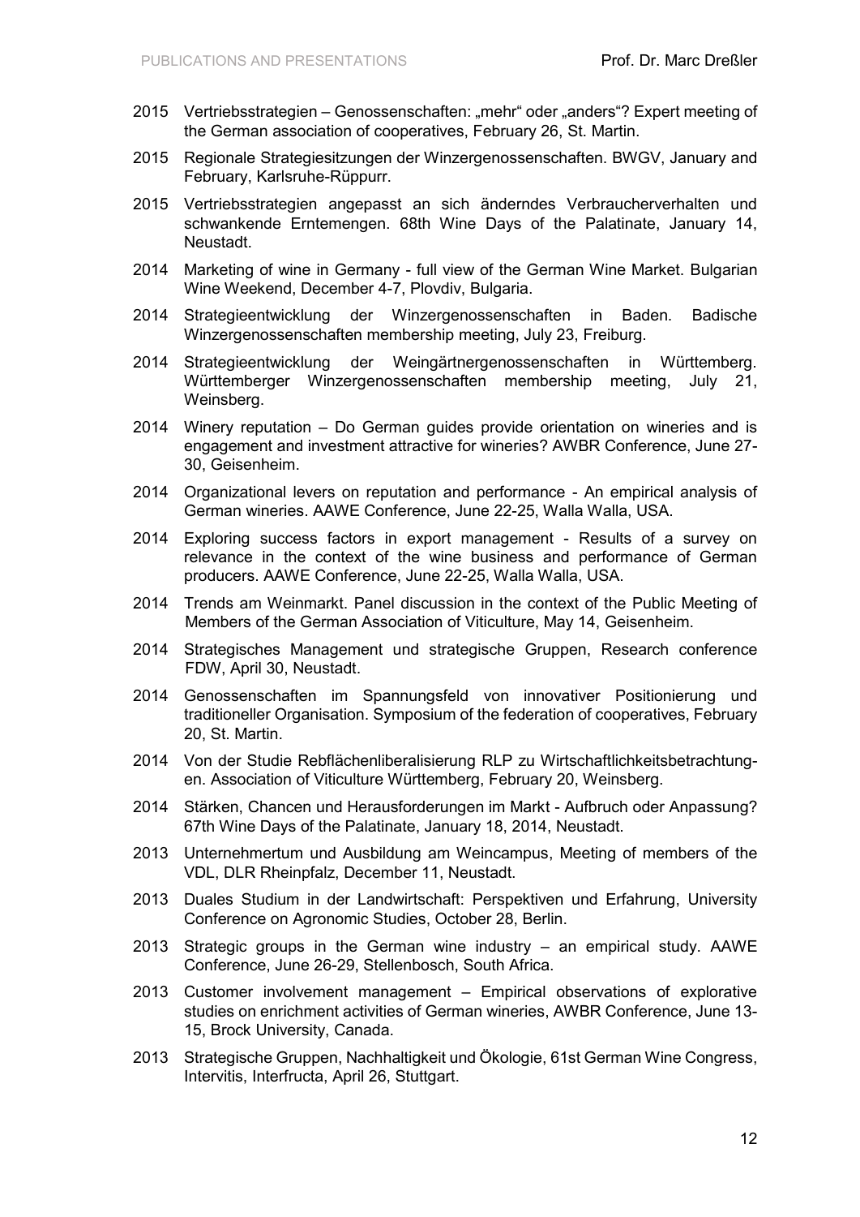2015 Vertriebsstrategien – Genossenschaften: „mehr“ oder „anders“? Expert meeting of the German association of cooperatives, February 26, St. Martin.

2015 Regionale Strategiesitzungen der Winzergenossenschaften. BWGV, January and February, Karlsruhe-Rüppurr.

2015 Vertriebsstrategien angepasst an sich änderndes Verbraucherverhalten und schwankende Erntemengen. 68th Wine Days of the Palatinate, January 14, Neustadt.

2014 Marketing of wine in Germany - full view of the German Wine Market. Bulgarian Wine Weekend, December 4-7, Plovdiv, Bulgaria.

2014 Strategieentwicklung der Winzergenossenschaften in Baden. Badische Winzergenossenschaften membership meeting, July 23, Freiburg.

2014 Strategieentwicklung der Weingärtnergenossenschaften in Württemberg. Württemberger Winzergenossenschaften membership meeting, July 21, Weinsberg.

2014 Winery reputation – Do German guides provide orientation on wineries and is engagement and investment attractive for wineries? AWBR Conference, June 27-30, Geisenheim.

2014 Organizational levers on reputation and performance - An empirical analysis of German wineries. AAWE Conference, June 22-25, Walla Walla, USA.

2014 Exploring success factors in export management - Results of a survey on relevance in the context of the wine business and performance of German producers. AAWE Conference, June 22-25, Walla Walla, USA.

2014 Trends am Weinmarkt. Panel discussion in the context of the Public Meeting of Members of the German Association of Viticulture, May 14, Geisenheim.

2014 Strategisches Management und strategische Gruppen, Research conference FDW, April 30, Neustadt.

2014 Genossenschaften im Spannungsfeld von innovativer Positionierung und traditioneller Organisation. Symposium of the federation of cooperatives, February 20, St. Martin.

2014 Von der Studie Rebflächenliberalisierung RLP zu Wirtschaftlichkeitsbetrachtungen. Association of Viticulture Württemberg, February 20, Weinsberg.

2014 Stärken, Chancen und Herausforderungen im Markt - Aufbruch oder Anpassung? 67th Wine Days of the Palatinate, January 18, 2014, Neustadt.

2013 Unternehmertum und Ausbildung am Weincampus, Meeting of members of the VDL, DLR Rheinpfalz, December 11, Neustadt.

2013 Duales Studium in der Landwirtschaft: Perspektiven und Erfahrung, University Conference on Agronomic Studies, October 28, Berlin.

2013 Strategic groups in the German wine industry – an empirical study. AAWE Conference, June 26-29, Stellenbosch, South Africa.

2013 Customer involvement management – Empirical observations of explorative studies on enrichment activities of German wineries, AWBR Conference, June 13-15, Brock University, Canada.

2013 Strategische Gruppen, Nachhaltigkeit und Ökologie, 61st German Wine Congress, Intervitis, Interfructa, April 26, Stuttgart.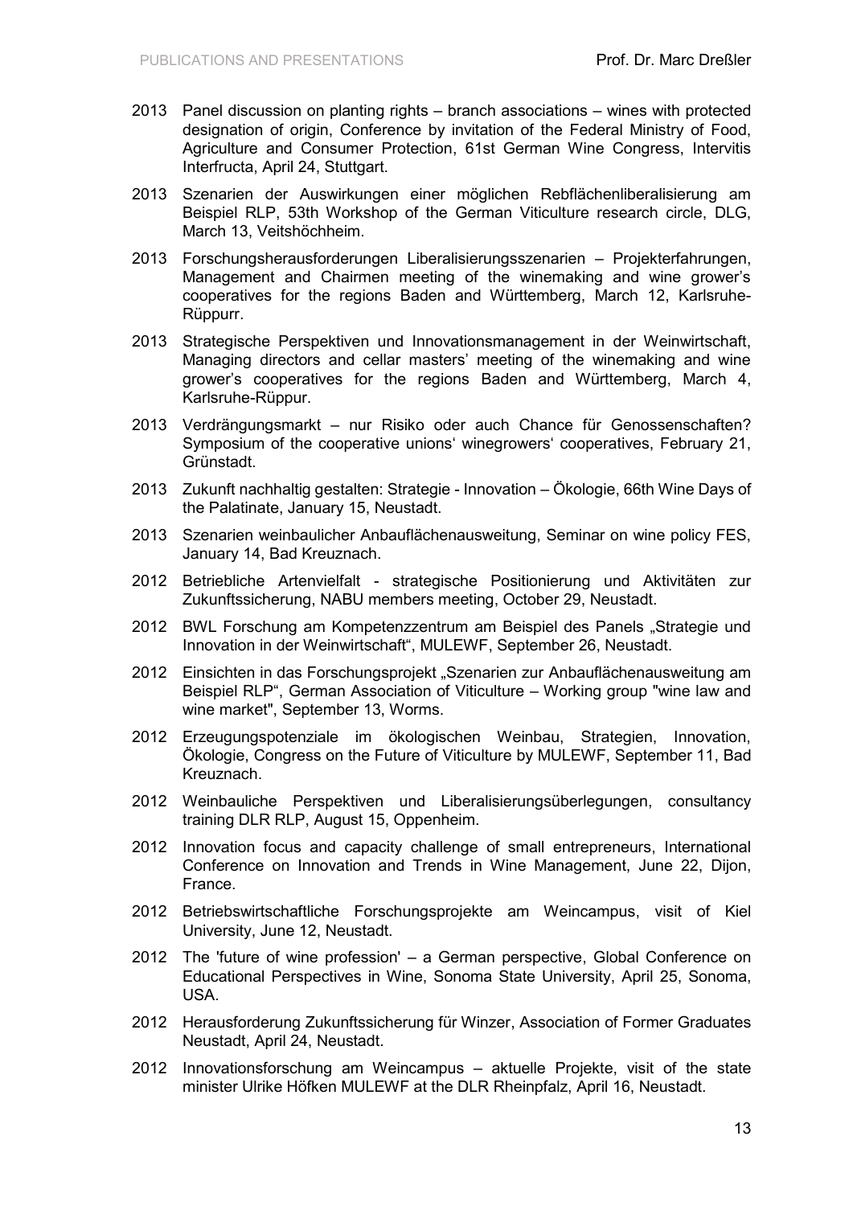2013 Panel discussion on planting rights – branch associations – wines with protected designation of origin, Conference by invitation of the Federal Ministry of Food, Agriculture and Consumer Protection, 61st German Wine Congress, Intervitis Interfructa, April 24, Stuttgart.

2013 Szenarien der Auswirkungen einer möglichen Rebflächenliberalisierung am Beispiel RLP, 53th Workshop of the German Viticulture research circle, DLG, March 13, Veitshöchheim.

2013 Forschungsherausforderungen Liberalisierungsszenarien – Projekterfahrungen, Management and Chairmen meeting of the winemaking and wine grower's cooperatives for the regions Baden and Württemberg, March 12, Karlsruhe-Rüppurr.

2013 Strategische Perspektiven und Innovationsmanagement in der Weinwirtschaft, Managing directors and cellar masters' meeting of the winemaking and wine grower's cooperatives for the regions Baden and Württemberg, March 4, Karlsruhe-Rüppur.

2013 Verdrängungsmarkt – nur Risiko oder auch Chance für Genossenschaften? Symposium of the cooperative unions' winegrowers' cooperatives, February 21, Grünstadt.

2013 Zukunft nachhaltig gestalten: Strategie - Innovation – Ökologie, 66th Wine Days of the Palatinate, January 15, Neustadt.

2013 Szenarien weinbaulicher Anbauflächenausweitung, Seminar on wine policy FES, January 14, Bad Kreuznach.

2012 Betriebliche Artenvielfalt - strategische Positionierung und Aktivitäten zur Zukunftssicherung, NABU members meeting, October 29, Neustadt.

2012 BWL Forschung am Kompetenzzentrum am Beispiel des Panels „Strategie und Innovation in der Weinwirtschaft", MULEWF, September 26, Neustadt.

2012 Einsichten in das Forschungsprojekt „Szenarien zur Anbauflächenausweitung am Beispiel RLP", German Association of Viticulture – Working group "wine law and wine market", September 13, Worms.

2012 Erzeugungspotenziale im ökologischen Weinbau, Strategien, Innovation, Ökologie, Congress on the Future of Viticulture by MULEWF, September 11, Bad Kreuznach.

2012 Weinbauliche Perspektiven und Liberalisierungsüberlegungen, consultancy training DLR RLP, August 15, Oppenheim.

2012 Innovation focus and capacity challenge of small entrepreneurs, International Conference on Innovation and Trends in Wine Management, June 22, Dijon, France.

2012 Betriebswirtschaftliche Forschungsprojekte am Weincampus, visit of Kiel University, June 12, Neustadt.

2012 The 'future of wine profession' – a German perspective, Global Conference on Educational Perspectives in Wine, Sonoma State University, April 25, Sonoma, USA.

2012 Herausforderung Zukunftssicherung für Winzer, Association of Former Graduates Neustadt, April 24, Neustadt.

2012 Innovationsforschung am Weincampus – aktuelle Projekte, visit of the state minister Ulrike Höfken MULEWF at the DLR Rheinpfalz, April 16, Neustadt.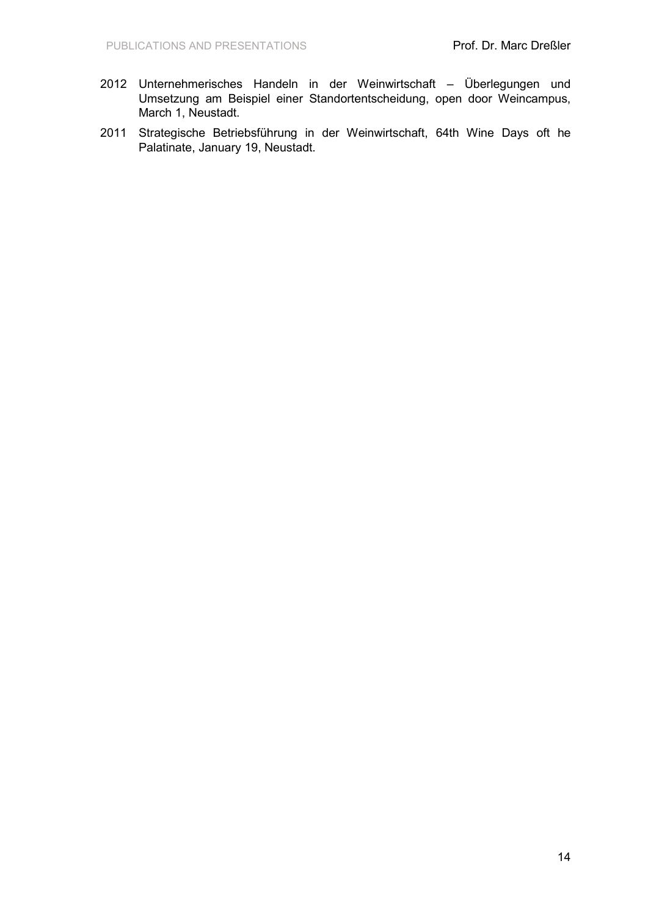2012 Unternehmerisches Handeln in der Weinwirtschaft – Überlegungen und Umsetzung am Beispiel einer Standortentscheidung, open door Weincampus, March 1, Neustadt.

2011 Strategische Betriebsführung in der Weinwirtschaft, 64th Wine Days oft he Palatinate, January 19, Neustadt.